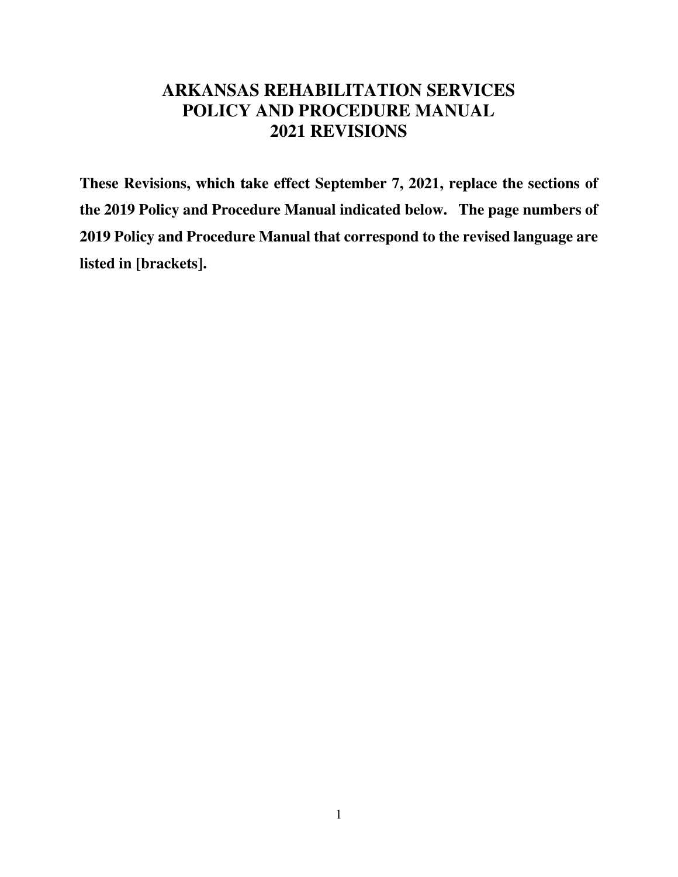# ARKANSAS REHABILITATION SERVICES POLICY AND PROCEDURE MANUAL 2021 REVISIONS

**These Revisions, which take effect September 7, 2021, replace the sections of the 2019 Policy and Procedure Manual indicated below. The page numbers of 2019 Policy and Procedure Manual that correspond to the revised language are listed in [brackets].**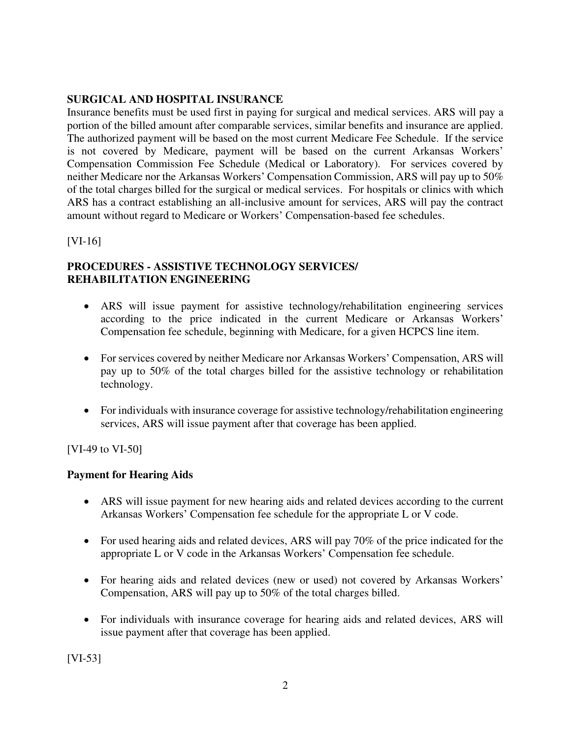**SURGICAL AND HOSPITAL INSURANCE**

Insurance benefits must be used first in paying for surgical and medical services. ARS will pay a portion of the billed amount after comparable services, similar benefits and insurance are applied. The authorized payment will be based on the most current Medicare Fee Schedule. If the service is not covered by Medicare, payment will be based on the current Arkansas Workers' Compensation Commission Fee Schedule (Medical or Laboratory). For services covered by neither Medicare nor the Arkansas Workers' Compensation Commission, ARS will pay up to 50% of the total charges billed for the surgical or medical services. For hospitals or clinics with which ARS has a contract establishing an all-inclusive amount for services, ARS will pay the contract amount without regard to Medicare or Workers' Compensation-based fee schedules.

[VI-16]

**PROCEDURES - ASSISTIVE TECHNOLOGY SERVICES/ REHABILITATION ENGINEERING**

- ARS will issue payment for assistive technology/rehabilitation engineering services according to the price indicated in the current Medicare or Arkansas Workers' Compensation fee schedule, beginning with Medicare, for a given HCPCS line item.
- For services covered by neither Medicare nor Arkansas Workers' Compensation, ARS will pay up to 50% of the total charges billed for the assistive technology or rehabilitation technology.
- For individuals with insurance coverage for assistive technology/rehabilitation engineering services, ARS will issue payment after that coverage has been applied.

[VI-49 to VI-50]

**Payment for Hearing Aids**

- ARS will issue payment for new hearing aids and related devices according to the current Arkansas Workers' Compensation fee schedule for the appropriate L or V code.
- For used hearing aids and related devices, ARS will pay 70% of the price indicated for the appropriate L or V code in the Arkansas Workers' Compensation fee schedule.
- For hearing aids and related devices (new or used) not covered by Arkansas Workers' Compensation, ARS will pay up to 50% of the total charges billed.
- For individuals with insurance coverage for hearing aids and related devices, ARS will issue payment after that coverage has been applied.

[VI-53]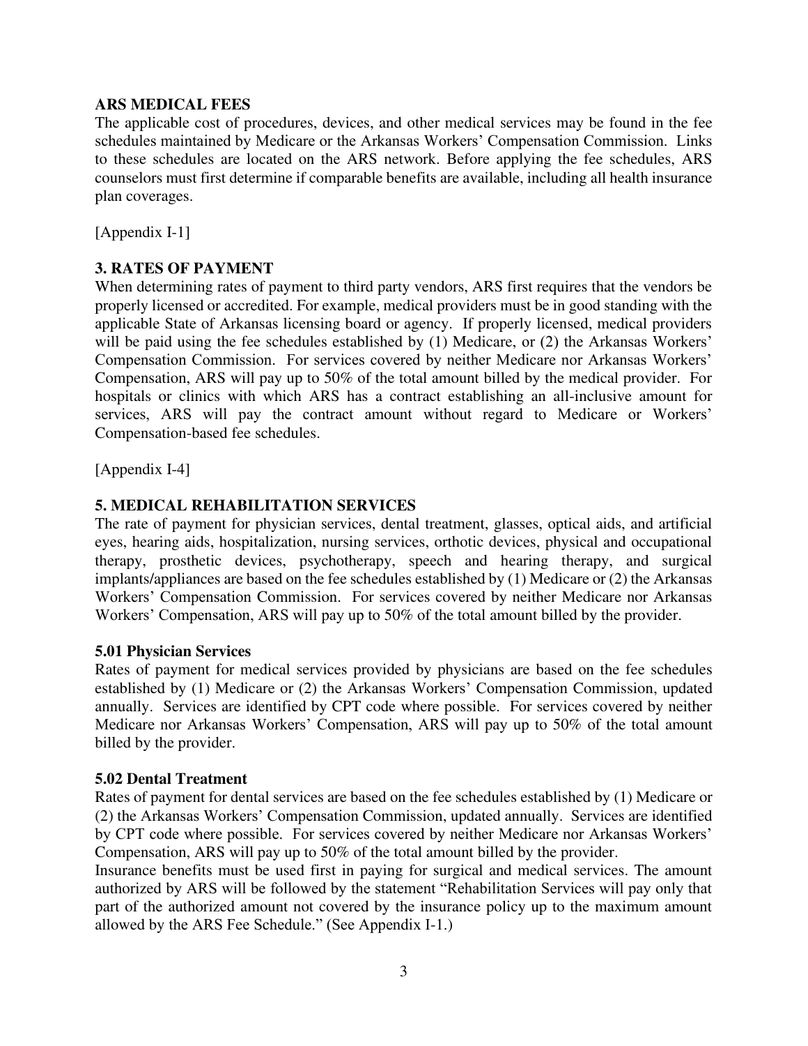**ARS MEDICAL FEES**

The applicable cost of procedures, devices, and other medical services may be found in the fee schedules maintained by Medicare or the Arkansas Workers' Compensation Commission. Links to these schedules are located on the ARS network. Before applying the fee schedules, ARS counselors must first determine if comparable benefits are available, including all health insurance plan coverages.

[Appendix I-1]

**3. RATES OF PAYMENT**

When determining rates of payment to third party vendors, ARS first requires that the vendors be properly licensed or accredited. For example, medical providers must be in good standing with the applicable State of Arkansas licensing board or agency. If properly licensed, medical providers will be paid using the fee schedules established by (1) Medicare, or (2) the Arkansas Workers' Compensation Commission. For services covered by neither Medicare nor Arkansas Workers' Compensation, ARS will pay up to 50% of the total amount billed by the medical provider. For hospitals or clinics with which ARS has a contract establishing an all-inclusive amount for services, ARS will pay the contract amount without regard to Medicare or Workers' Compensation-based fee schedules.

[Appendix I-4]

**5. MEDICAL REHABILITATION SERVICES**

The rate of payment for physician services, dental treatment, glasses, optical aids, and artificial eyes, hearing aids, hospitalization, nursing services, orthotic devices, physical and occupational therapy, prosthetic devices, psychotherapy, speech and hearing therapy, and surgical implants/appliances are based on the fee schedules established by (1) Medicare or (2) the Arkansas Workers' Compensation Commission. For services covered by neither Medicare nor Arkansas Workers' Compensation, ARS will pay up to 50% of the total amount billed by the provider.

**5.01 Physician Services**

Rates of payment for medical services provided by physicians are based on the fee schedules established by (1) Medicare or (2) the Arkansas Workers' Compensation Commission, updated annually. Services are identified by CPT code where possible. For services covered by neither Medicare nor Arkansas Workers' Compensation, ARS will pay up to 50% of the total amount billed by the provider.

**5.02 Dental Treatment**

Rates of payment for dental services are based on the fee schedules established by (1) Medicare or (2) the Arkansas Workers' Compensation Commission, updated annually. Services are identified by CPT code where possible. For services covered by neither Medicare nor Arkansas Workers' Compensation, ARS will pay up to 50% of the total amount billed by the provider.

Insurance benefits must be used first in paying for surgical and medical services. The amount authorized by ARS will be followed by the statement "Rehabilitation Services will pay only that part of the authorized amount not covered by the insurance policy up to the maximum amount allowed by the ARS Fee Schedule." (See Appendix I-1.)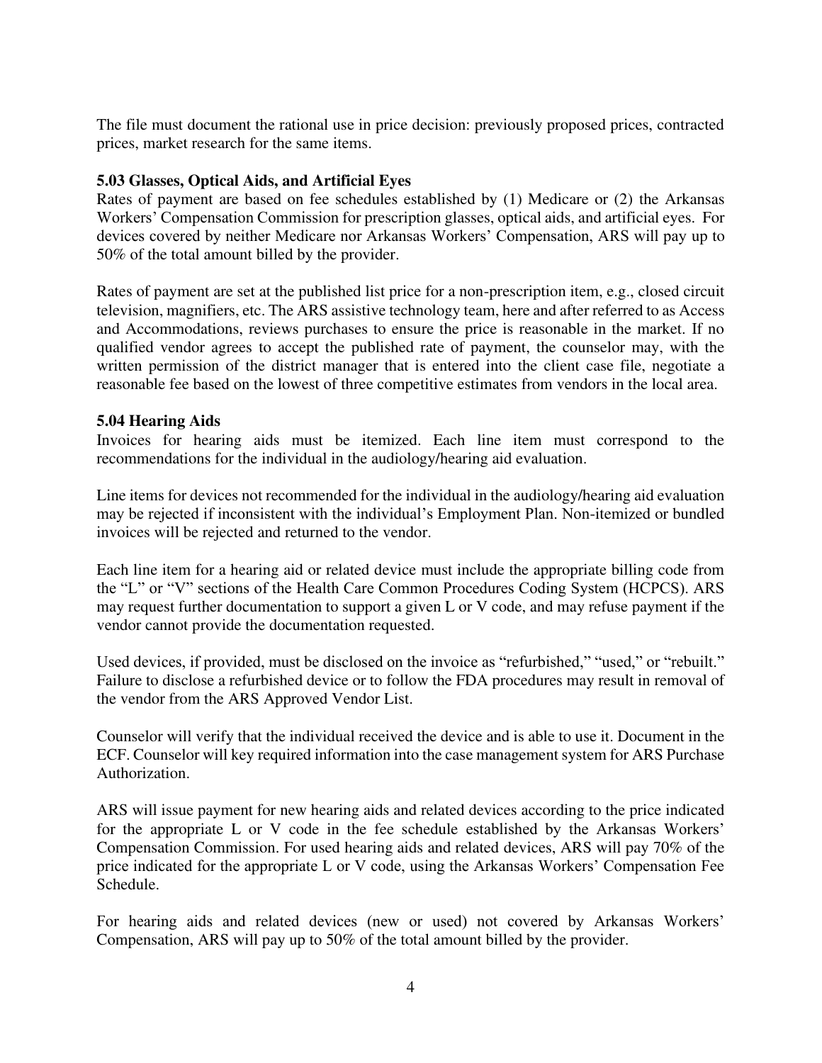The file must document the rational use in price decision: previously proposed prices, contracted prices, market research for the same items.

### 5.03 Glasses, Optical Aids, and Artificial Eyes

Rates of payment are based on fee schedules established by (1) Medicare or (2) the Arkansas Workers' Compensation Commission for prescription glasses, optical aids, and artificial eyes. For devices covered by neither Medicare nor Arkansas Workers' Compensation, ARS will pay up to 50% of the total amount billed by the provider.

Rates of payment are set at the published list price for a non-prescription item, e.g., closed circuit television, magnifiers, etc. The ARS assistive technology team, here and after referred to as Access and Accommodations, reviews purchases to ensure the price is reasonable in the market. If no qualified vendor agrees to accept the published rate of payment, the counselor may, with the written permission of the district manager that is entered into the client case file, negotiate a reasonable fee based on the lowest of three competitive estimates from vendors in the local area.

### 5.04 Hearing Aids

Invoices for hearing aids must be itemized. Each line item must correspond to the recommendations for the individual in the audiology/hearing aid evaluation.

Line items for devices not recommended for the individual in the audiology/hearing aid evaluation may be rejected if inconsistent with the individual's Employment Plan. Non-itemized or bundled invoices will be rejected and returned to the vendor.

Each line item for a hearing aid or related device must include the appropriate billing code from the "L" or "V" sections of the Health Care Common Procedures Coding System (HCPCS). ARS may request further documentation to support a given L or V code, and may refuse payment if the vendor cannot provide the documentation requested.

Used devices, if provided, must be disclosed on the invoice as "refurbished," "used," or "rebuilt." Failure to disclose a refurbished device or to follow the FDA procedures may result in removal of the vendor from the ARS Approved Vendor List.

Counselor will verify that the individual received the device and is able to use it. Document in the ECF. Counselor will key required information into the case management system for ARS Purchase Authorization.

ARS will issue payment for new hearing aids and related devices according to the price indicated for the appropriate L or V code in the fee schedule established by the Arkansas Workers' Compensation Commission. For used hearing aids and related devices, ARS will pay 70% of the price indicated for the appropriate L or V code, using the Arkansas Workers' Compensation Fee Schedule.

For hearing aids and related devices (new or used) not covered by Arkansas Workers' Compensation, ARS will pay up to 50% of the total amount billed by the provider.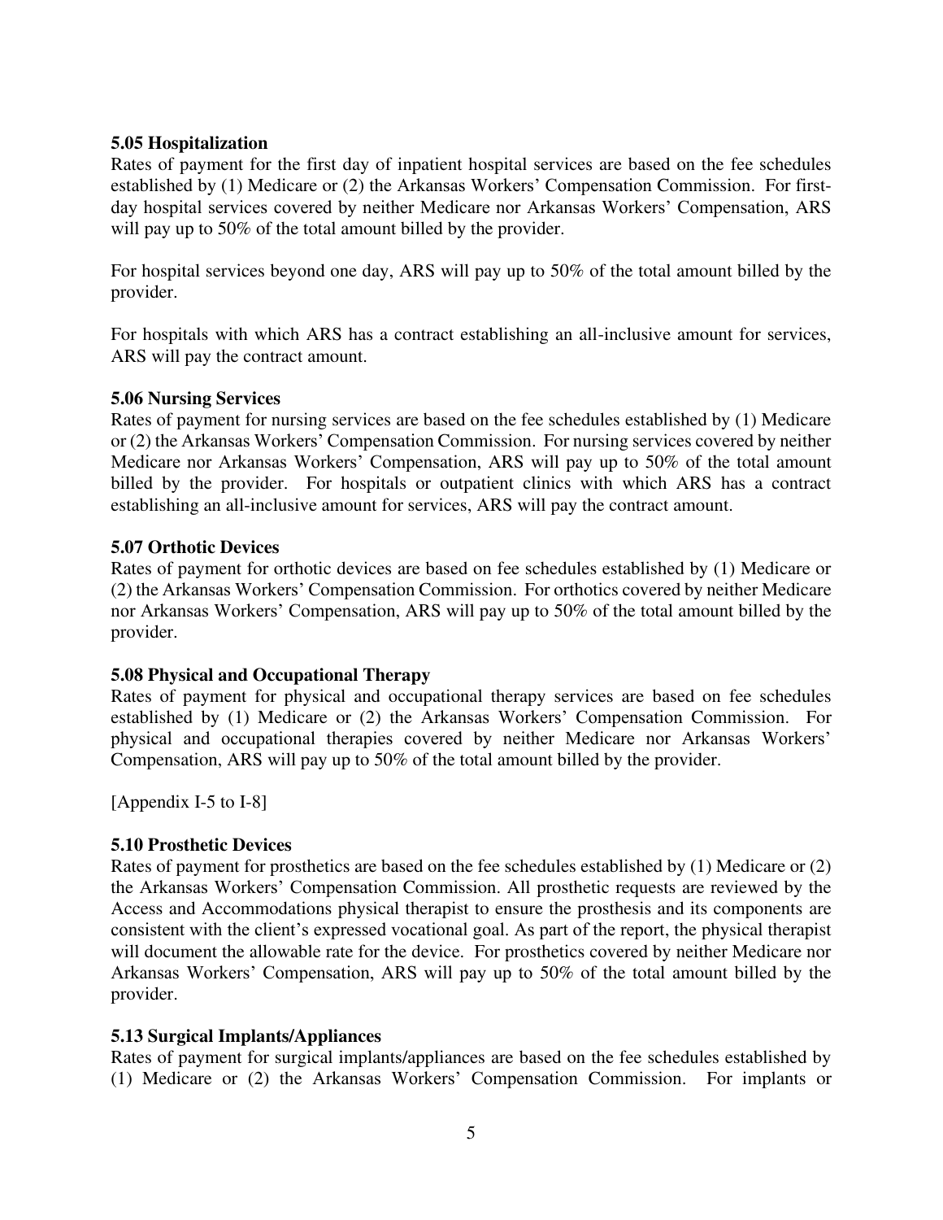**5.05 Hospitalization**

Rates of payment for the first day of inpatient hospital services are based on the fee schedules established by (1) Medicare or (2) the Arkansas Workers' Compensation Commission. For first-day hospital services covered by neither Medicare nor Arkansas Workers' Compensation, ARS will pay up to 50% of the total amount billed by the provider.

For hospital services beyond one day, ARS will pay up to 50% of the total amount billed by the provider.

For hospitals with which ARS has a contract establishing an all-inclusive amount for services, ARS will pay the contract amount.

**5.06 Nursing Services**

Rates of payment for nursing services are based on the fee schedules established by (1) Medicare or (2) the Arkansas Workers' Compensation Commission. For nursing services covered by neither Medicare nor Arkansas Workers' Compensation, ARS will pay up to 50% of the total amount billed by the provider. For hospitals or outpatient clinics with which ARS has a contract establishing an all-inclusive amount for services, ARS will pay the contract amount.

**5.07 Orthotic Devices**

Rates of payment for orthotic devices are based on fee schedules established by (1) Medicare or (2) the Arkansas Workers' Compensation Commission. For orthotics covered by neither Medicare nor Arkansas Workers' Compensation, ARS will pay up to 50% of the total amount billed by the provider.

**5.08 Physical and Occupational Therapy**

Rates of payment for physical and occupational therapy services are based on fee schedules established by (1) Medicare or (2) the Arkansas Workers' Compensation Commission. For physical and occupational therapies covered by neither Medicare nor Arkansas Workers' Compensation, ARS will pay up to 50% of the total amount billed by the provider.

[Appendix I-5 to I-8]

**5.10 Prosthetic Devices**

Rates of payment for prosthetics are based on the fee schedules established by (1) Medicare or (2) the Arkansas Workers' Compensation Commission. All prosthetic requests are reviewed by the Access and Accommodations physical therapist to ensure the prosthesis and its components are consistent with the client's expressed vocational goal. As part of the report, the physical therapist will document the allowable rate for the device. For prosthetics covered by neither Medicare nor Arkansas Workers' Compensation, ARS will pay up to 50% of the total amount billed by the provider.

**5.13 Surgical Implants/Appliances**

Rates of payment for surgical implants/appliances are based on the fee schedules established by (1) Medicare or (2) the Arkansas Workers' Compensation Commission. For implants or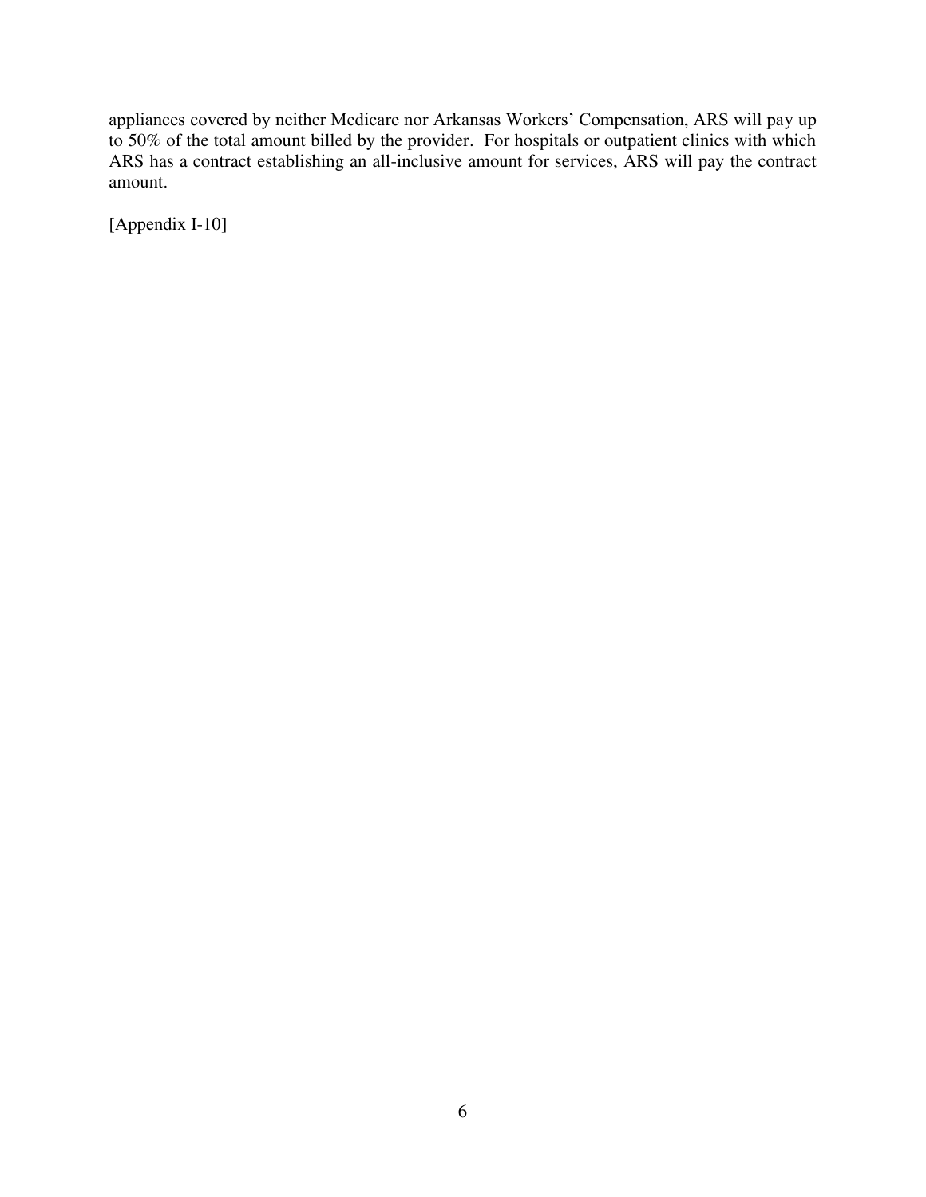appliances covered by neither Medicare nor Arkansas Workers' Compensation, ARS will pay up to 50% of the total amount billed by the provider. For hospitals or outpatient clinics with which ARS has a contract establishing an all-inclusive amount for services, ARS will pay the contract amount.

[Appendix I-10]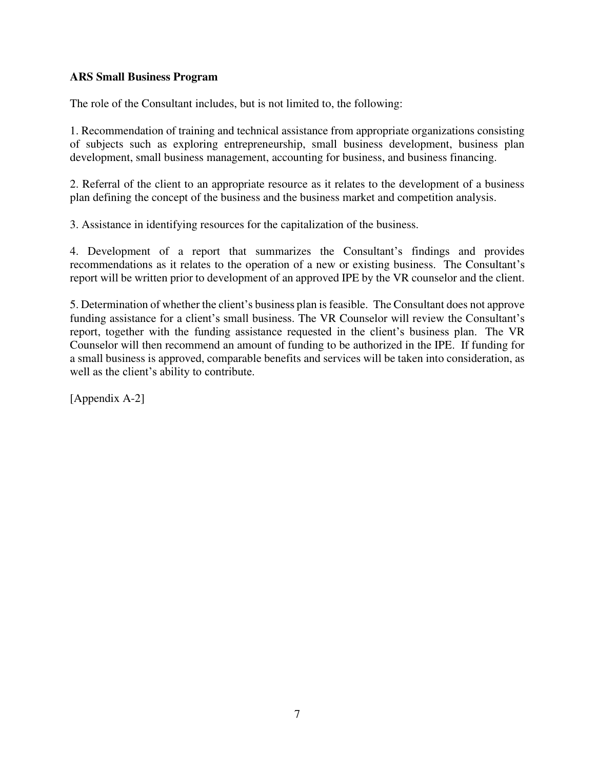**ARS Small Business Program**

The role of the Consultant includes, but is not limited to, the following:

1. Recommendation of training and technical assistance from appropriate organizations consisting of subjects such as exploring entrepreneurship, small business development, business plan development, small business management, accounting for business, and business financing.

2. Referral of the client to an appropriate resource as it relates to the development of a business plan defining the concept of the business and the business market and competition analysis.

3. Assistance in identifying resources for the capitalization of the business.

4. Development of a report that summarizes the Consultant's findings and provides recommendations as it relates to the operation of a new or existing business. The Consultant's report will be written prior to development of an approved IPE by the VR counselor and the client.

5. Determination of whether the client's business plan is feasible. The Consultant does not approve funding assistance for a client's small business. The VR Counselor will review the Consultant's report, together with the funding assistance requested in the client's business plan. The VR Counselor will then recommend an amount of funding to be authorized in the IPE. If funding for a small business is approved, comparable benefits and services will be taken into consideration, as well as the client's ability to contribute.

[Appendix A-2]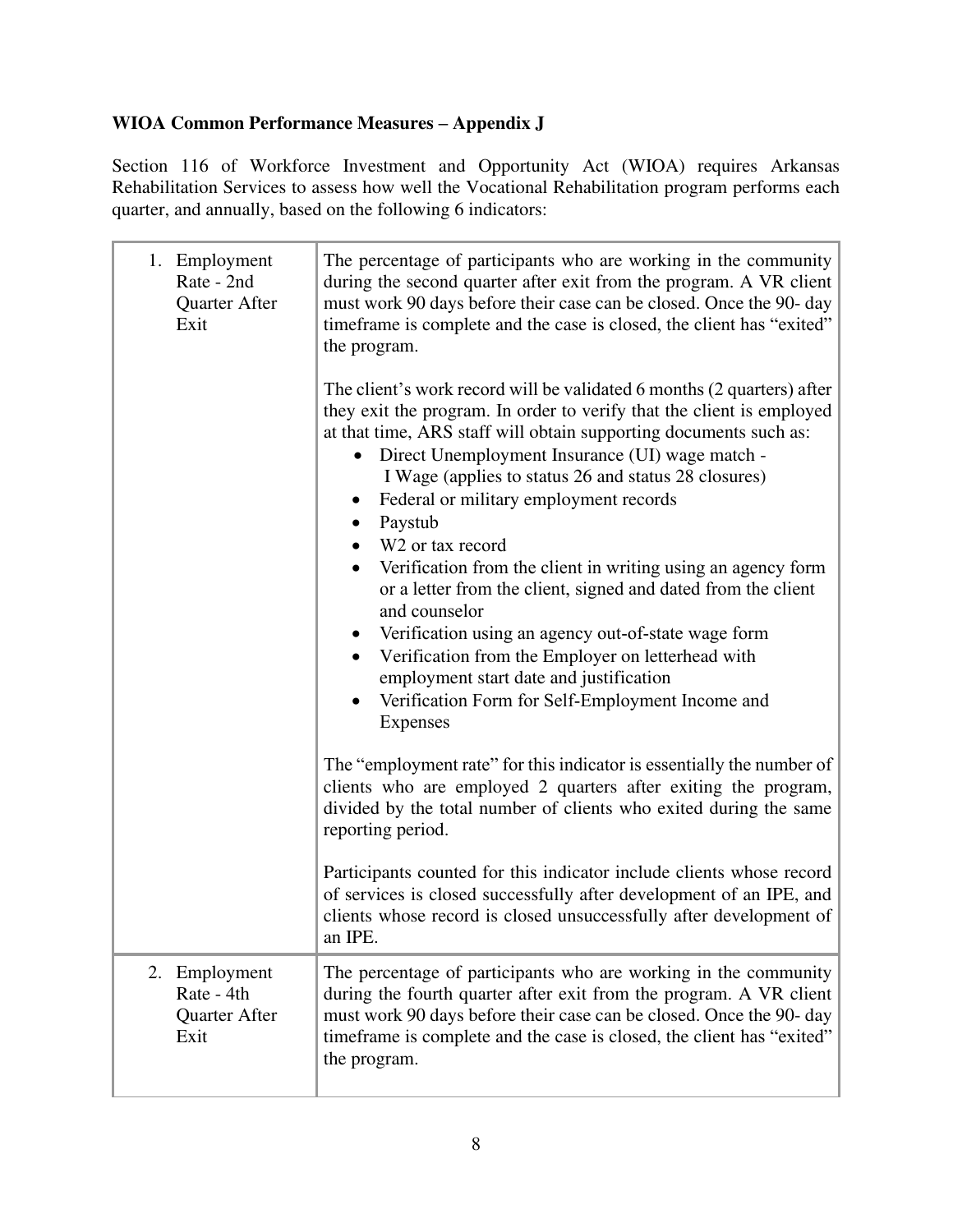**WIOA Common Performance Measures – Appendix J**

Section 116 of Workforce Investment and Opportunity Act (WIOA) requires Arkansas Rehabilitation Services to assess how well the Vocational Rehabilitation program performs each quarter, and annually, based on the following 6 indicators:

| | |
|---|---|
| 1. Employment Rate - 2nd Quarter After Exit | The percentage of participants who are working in the community during the second quarter after exit from the program. A VR client must work 90 days before their case can be closed. Once the 90- day timeframe is complete and the case is closed, the client has "exited" the program.<br><br>The client's work record will be validated 6 months (2 quarters) after they exit the program. In order to verify that the client is employed at that time, ARS staff will obtain supporting documents such as:<br>• Direct Unemployment Insurance (UI) wage match - I Wage (applies to status 26 and status 28 closures)<br>• Federal or military employment records<br>• Paystub<br>• W2 or tax record<br>• Verification from the client in writing using an agency form or a letter from the client, signed and dated from the client and counselor<br>• Verification using an agency out-of-state wage form<br>• Verification from the Employer on letterhead with employment start date and justification<br>• Verification Form for Self-Employment Income and Expenses<br><br>The "employment rate" for this indicator is essentially the number of clients who are employed 2 quarters after exiting the program, divided by the total number of clients who exited during the same reporting period.<br><br>Participants counted for this indicator include clients whose record of services is closed successfully after development of an IPE, and clients whose record is closed unsuccessfully after development of an IPE. |
| 2. Employment Rate - 4th Quarter After Exit | The percentage of participants who are working in the community during the fourth quarter after exit from the program. A VR client must work 90 days before their case can be closed. Once the 90- day timeframe is complete and the case is closed, the client has "exited" the program. |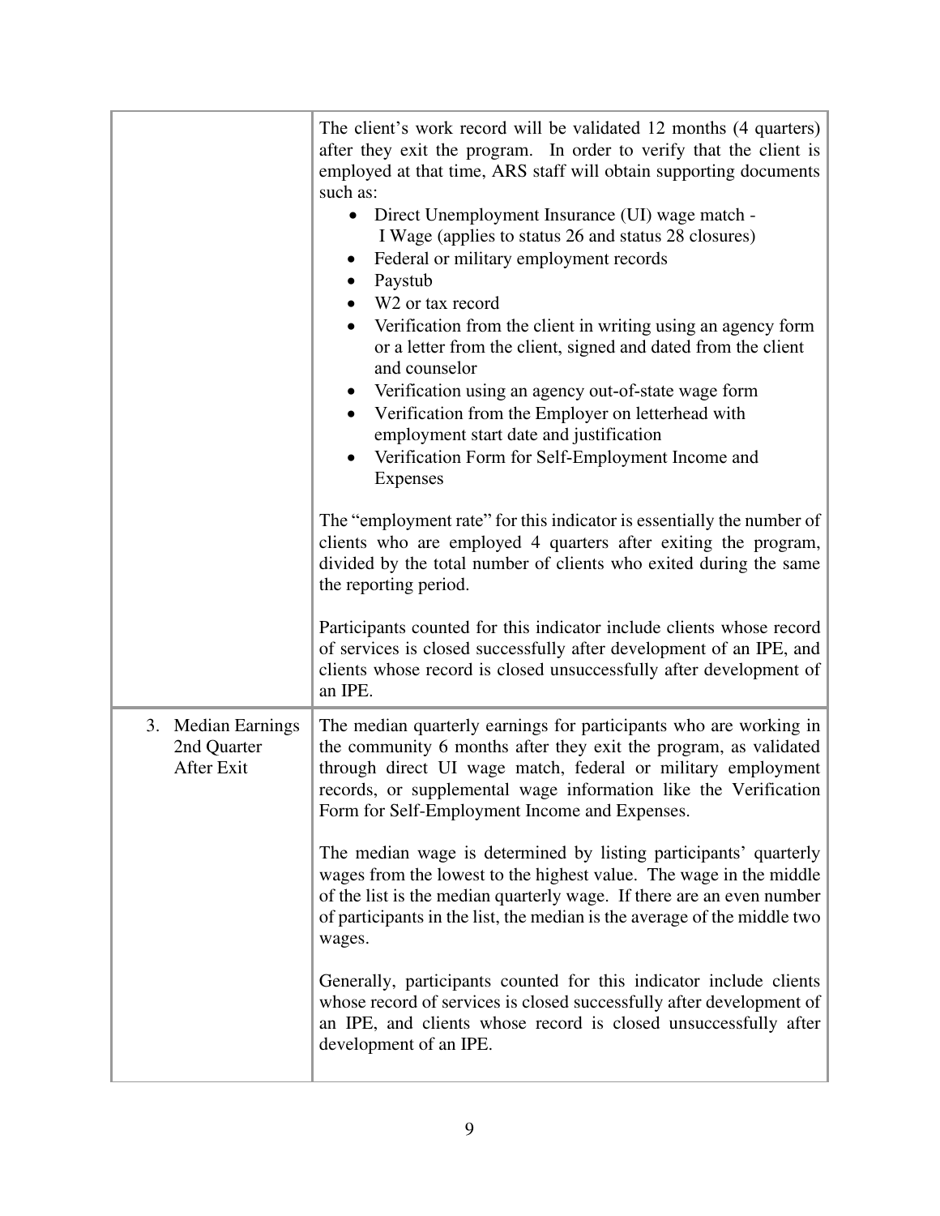| | |
|---|---|
| | The client's work record will be validated 12 months (4 quarters) after they exit the program. In order to verify that the client is employed at that time, ARS staff will obtain supporting documents such as:<br>• Direct Unemployment Insurance (UI) wage match - I Wage (applies to status 26 and status 28 closures)<br>• Federal or military employment records<br>• Paystub<br>• W2 or tax record<br>• Verification from the client in writing using an agency form or a letter from the client, signed and dated from the client and counselor<br>• Verification using an agency out-of-state wage form<br>• Verification from the Employer on letterhead with employment start date and justification<br>• Verification Form for Self-Employment Income and Expenses<br><br>The "employment rate" for this indicator is essentially the number of clients who are employed 4 quarters after exiting the program, divided by the total number of clients who exited during the same the reporting period.<br><br>Participants counted for this indicator include clients whose record of services is closed successfully after development of an IPE, and clients whose record is closed unsuccessfully after development of an IPE. |
| 3. Median Earnings 2nd Quarter After Exit | The median quarterly earnings for participants who are working in the community 6 months after they exit the program, as validated through direct UI wage match, federal or military employment records, or supplemental wage information like the Verification Form for Self-Employment Income and Expenses.<br><br>The median wage is determined by listing participants' quarterly wages from the lowest to the highest value. The wage in the middle of the list is the median quarterly wage. If there are an even number of participants in the list, the median is the average of the middle two wages.<br><br>Generally, participants counted for this indicator include clients whose record of services is closed successfully after development of an IPE, and clients whose record is closed unsuccessfully after development of an IPE. |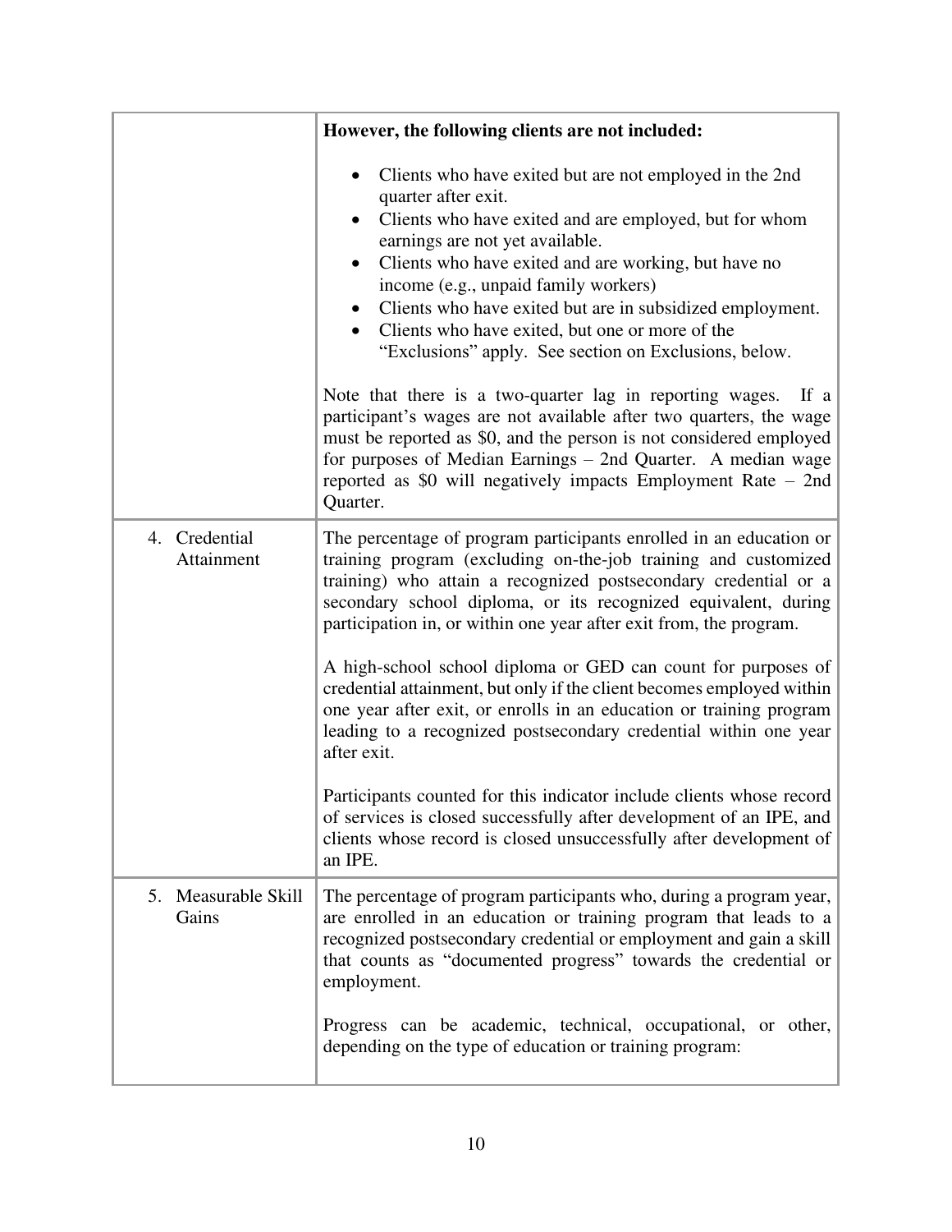| | |
|---|---|
| | **However, the following clients are not included:**<br><br>• Clients who have exited but are not employed in the 2nd quarter after exit.<br>• Clients who have exited and are employed, but for whom earnings are not yet available.<br>• Clients who have exited and are working, but have no income (e.g., unpaid family workers)<br>• Clients who have exited but are in subsidized employment.<br>• Clients who have exited, but one or more of the "Exclusions" apply. See section on Exclusions, below.<br><br>Note that there is a two-quarter lag in reporting wages. If a participant's wages are not available after two quarters, the wage must be reported as $0, and the person is not considered employed for purposes of Median Earnings – 2nd Quarter. A median wage reported as $0 will negatively impacts Employment Rate – 2nd Quarter. |
| 4. Credential Attainment | The percentage of program participants enrolled in an education or training program (excluding on-the-job training and customized training) who attain a recognized postsecondary credential or a secondary school diploma, or its recognized equivalent, during participation in, or within one year after exit from, the program.<br><br>A high-school school diploma or GED can count for purposes of credential attainment, but only if the client becomes employed within one year after exit, or enrolls in an education or training program leading to a recognized postsecondary credential within one year after exit.<br><br>Participants counted for this indicator include clients whose record of services is closed successfully after development of an IPE, and clients whose record is closed unsuccessfully after development of an IPE. |
| 5. Measurable Skill Gains | The percentage of program participants who, during a program year, are enrolled in an education or training program that leads to a recognized postsecondary credential or employment and gain a skill that counts as "documented progress" towards the credential or employment.<br><br>Progress can be academic, technical, occupational, or other, depending on the type of education or training program: |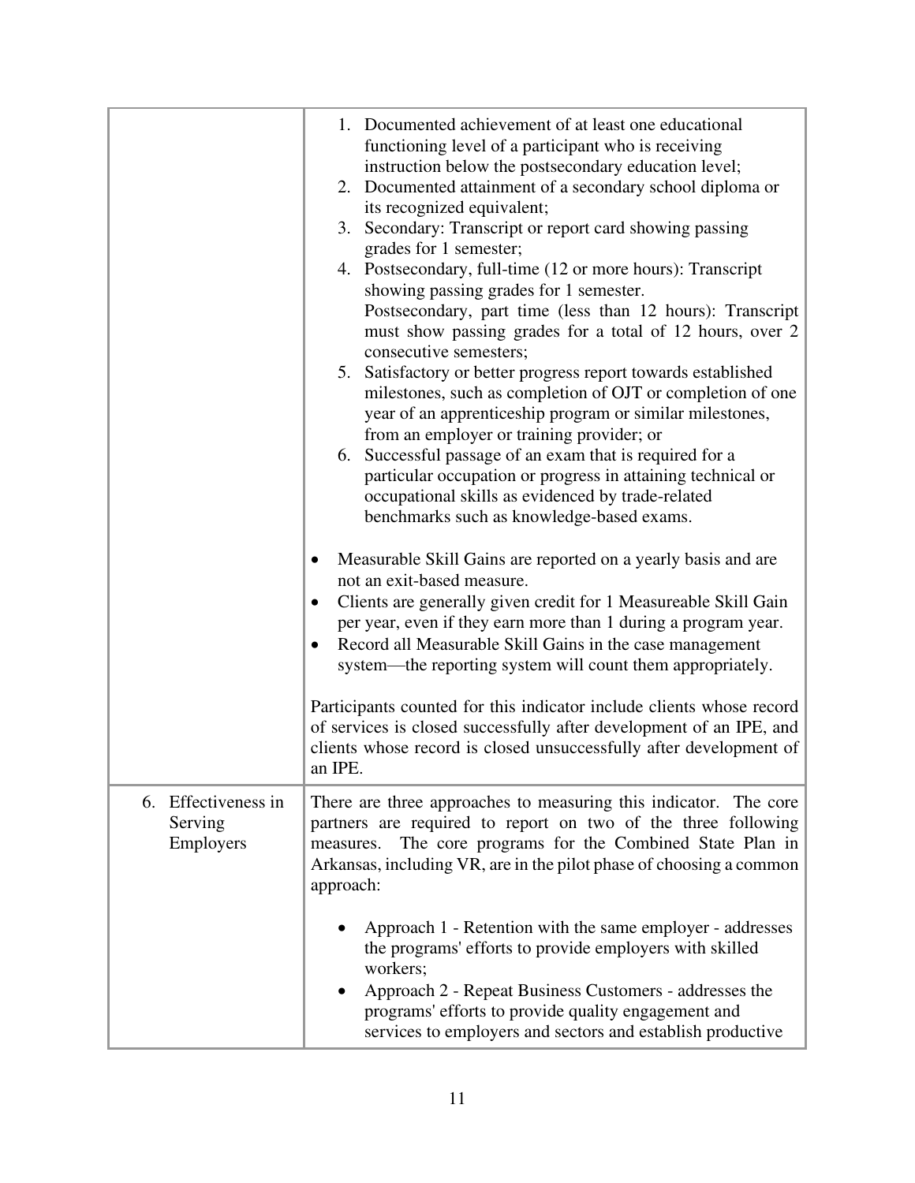| | |
|---|---|
| | 1. Documented achievement of at least one educational functioning level of a participant who is receiving instruction below the postsecondary education level;<br>2. Documented attainment of a secondary school diploma or its recognized equivalent;<br>3. Secondary: Transcript or report card showing passing grades for 1 semester;<br>4. Postsecondary, full-time (12 or more hours): Transcript showing passing grades for 1 semester.<br>Postsecondary, part time (less than 12 hours): Transcript must show passing grades for a total of 12 hours, over 2 consecutive semesters;<br>5. Satisfactory or better progress report towards established milestones, such as completion of OJT or completion of one year of an apprenticeship program or similar milestones, from an employer or training provider; or<br>6. Successful passage of an exam that is required for a particular occupation or progress in attaining technical or occupational skills as evidenced by trade-related benchmarks such as knowledge-based exams.<br><br>• Measurable Skill Gains are reported on a yearly basis and are not an exit-based measure.<br>• Clients are generally given credit for 1 Measureable Skill Gain per year, even if they earn more than 1 during a program year.<br>• Record all Measurable Skill Gains in the case management system—the reporting system will count them appropriately.<br><br>Participants counted for this indicator include clients whose record of services is closed successfully after development of an IPE, and clients whose record is closed unsuccessfully after development of an IPE. |
| 6. Effectiveness in Serving Employers | There are three approaches to measuring this indicator. The core partners are required to report on two of the three following measures. The core programs for the Combined State Plan in Arkansas, including VR, are in the pilot phase of choosing a common approach:<br><br>• Approach 1 - Retention with the same employer - addresses the programs' efforts to provide employers with skilled workers;<br>• Approach 2 - Repeat Business Customers - addresses the programs' efforts to provide quality engagement and services to employers and sectors and establish productive |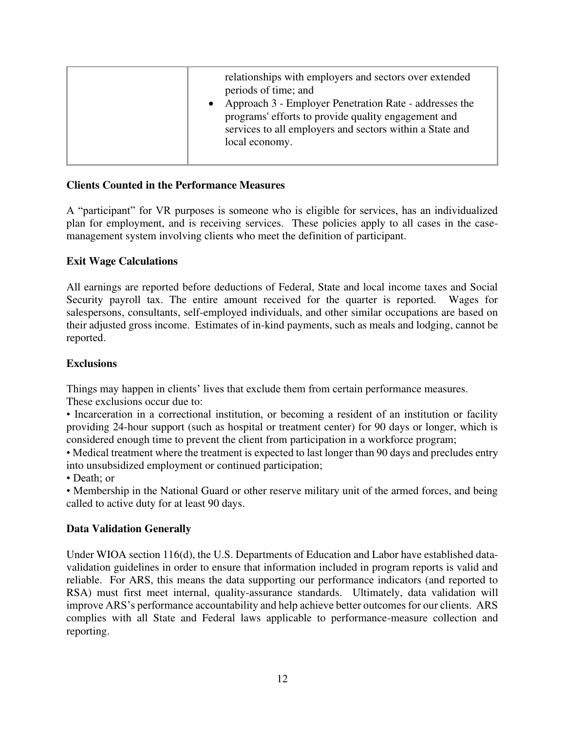| | relationships with employers and sectors over extended periods of time; and<br>• Approach 3 - Employer Penetration Rate - addresses the programs' efforts to provide quality engagement and services to all employers and sectors within a State and local economy. |
|---|---|

**Clients Counted in the Performance Measures**

A "participant" for VR purposes is someone who is eligible for services, has an individualized plan for employment, and is receiving services. These policies apply to all cases in the case-management system involving clients who meet the definition of participant.

**Exit Wage Calculations**

All earnings are reported before deductions of Federal, State and local income taxes and Social Security payroll tax. The entire amount received for the quarter is reported. Wages for salespersons, consultants, self-employed individuals, and other similar occupations are based on their adjusted gross income. Estimates of in-kind payments, such as meals and lodging, cannot be reported.

**Exclusions**

Things may happen in clients' lives that exclude them from certain performance measures. These exclusions occur due to:

- Incarceration in a correctional institution, or becoming a resident of an institution or facility providing 24-hour support (such as hospital or treatment center) for 90 days or longer, which is considered enough time to prevent the client from participation in a workforce program;
- Medical treatment where the treatment is expected to last longer than 90 days and precludes entry into unsubsidized employment or continued participation;
- Death; or
- Membership in the National Guard or other reserve military unit of the armed forces, and being called to active duty for at least 90 days.

**Data Validation Generally**

Under WIOA section 116(d), the U.S. Departments of Education and Labor have established data-validation guidelines in order to ensure that information included in program reports is valid and reliable. For ARS, this means the data supporting our performance indicators (and reported to RSA) must first meet internal, quality-assurance standards. Ultimately, data validation will improve ARS's performance accountability and help achieve better outcomes for our clients. ARS complies with all State and Federal laws applicable to performance-measure collection and reporting.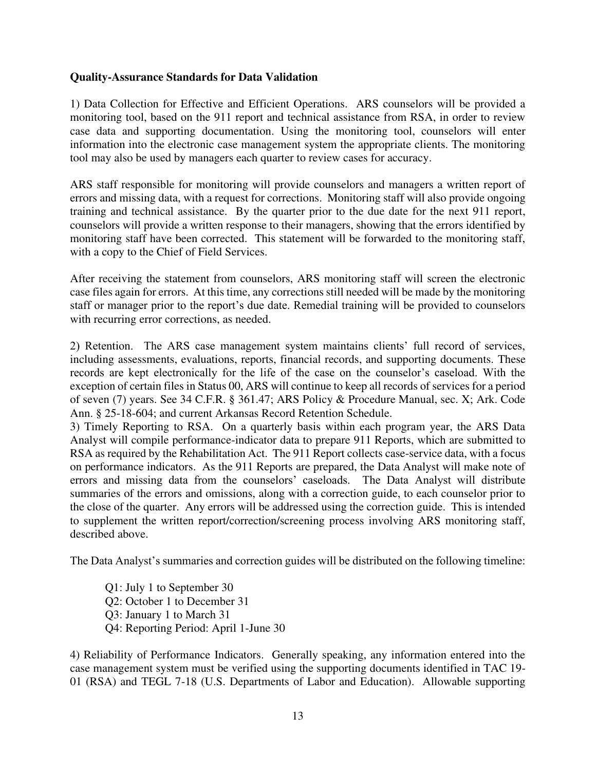**Quality-Assurance Standards for Data Validation**

1) Data Collection for Effective and Efficient Operations. ARS counselors will be provided a monitoring tool, based on the 911 report and technical assistance from RSA, in order to review case data and supporting documentation. Using the monitoring tool, counselors will enter information into the electronic case management system the appropriate clients. The monitoring tool may also be used by managers each quarter to review cases for accuracy.

ARS staff responsible for monitoring will provide counselors and managers a written report of errors and missing data, with a request for corrections. Monitoring staff will also provide ongoing training and technical assistance. By the quarter prior to the due date for the next 911 report, counselors will provide a written response to their managers, showing that the errors identified by monitoring staff have been corrected. This statement will be forwarded to the monitoring staff, with a copy to the Chief of Field Services.

After receiving the statement from counselors, ARS monitoring staff will screen the electronic case files again for errors. At this time, any corrections still needed will be made by the monitoring staff or manager prior to the report's due date. Remedial training will be provided to counselors with recurring error corrections, as needed.

2) Retention. The ARS case management system maintains clients' full record of services, including assessments, evaluations, reports, financial records, and supporting documents. These records are kept electronically for the life of the case on the counselor's caseload. With the exception of certain files in Status 00, ARS will continue to keep all records of services for a period of seven (7) years. See 34 C.F.R. § 361.47; ARS Policy & Procedure Manual, sec. X; Ark. Code Ann. § 25-18-604; and current Arkansas Record Retention Schedule.

3) Timely Reporting to RSA. On a quarterly basis within each program year, the ARS Data Analyst will compile performance-indicator data to prepare 911 Reports, which are submitted to RSA as required by the Rehabilitation Act. The 911 Report collects case-service data, with a focus on performance indicators. As the 911 Reports are prepared, the Data Analyst will make note of errors and missing data from the counselors' caseloads. The Data Analyst will distribute summaries of the errors and omissions, along with a correction guide, to each counselor prior to the close of the quarter. Any errors will be addressed using the correction guide. This is intended to supplement the written report/correction/screening process involving ARS monitoring staff, described above.

The Data Analyst's summaries and correction guides will be distributed on the following timeline:

- Q1: July 1 to September 30
- Q2: October 1 to December 31
- Q3: January 1 to March 31
- Q4: Reporting Period: April 1-June 30

4) Reliability of Performance Indicators. Generally speaking, any information entered into the case management system must be verified using the supporting documents identified in TAC 19-01 (RSA) and TEGL 7-18 (U.S. Departments of Labor and Education). Allowable supporting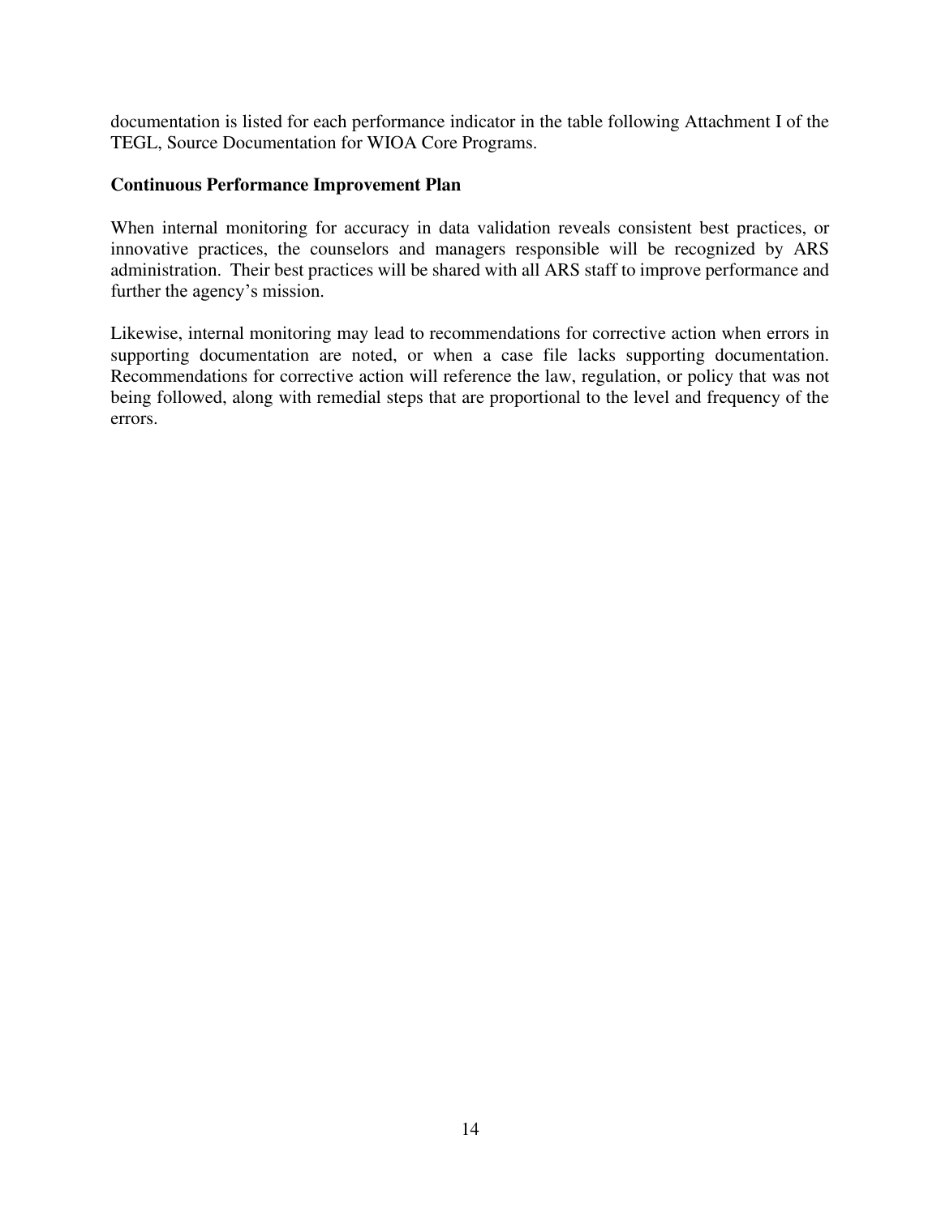documentation is listed for each performance indicator in the table following Attachment I of the TEGL, Source Documentation for WIOA Core Programs.

## Continuous Performance Improvement Plan

When internal monitoring for accuracy in data validation reveals consistent best practices, or innovative practices, the counselors and managers responsible will be recognized by ARS administration. Their best practices will be shared with all ARS staff to improve performance and further the agency's mission.

Likewise, internal monitoring may lead to recommendations for corrective action when errors in supporting documentation are noted, or when a case file lacks supporting documentation. Recommendations for corrective action will reference the law, regulation, or policy that was not being followed, along with remedial steps that are proportional to the level and frequency of the errors.